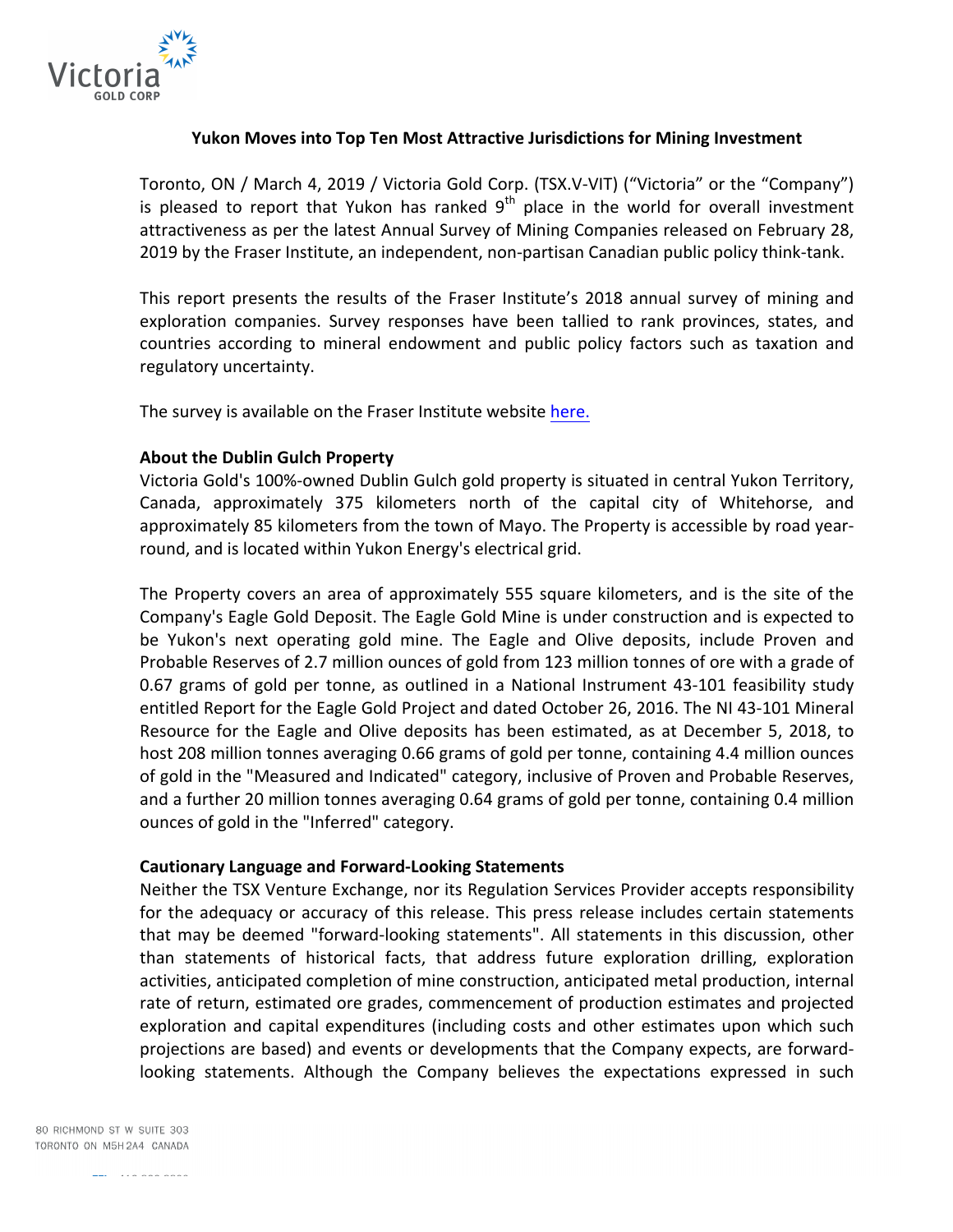# Yukon Moves into Top Ten Most Attractive Jurisdictions for Mining Investment

Toronto, ON / March 4, 2019 / Victoria Gold Corp. (TSX.V-VIT) ("Victoria" or the "Company") is pleased to report that Yukon has ranked 9th place in the world for overall investment attractiveness as per the latest Annual Survey of Mining Companies released on February 28, 2019 by the Fraser Institute, an independent, non-partisan Canadian public policy think-tank.

This report presents the results of the Fraser Institute's 2018 annual survey of mining and exploration companies. Survey responses have been tallied to rank provinces, states, and countries according to mineral endowment and public policy factors such as taxation and regulatory uncertainty.

The survey is available on the Fraser Institute website here.

**About the Dublin Gulch Property**

Victoria Gold's 100%-owned Dublin Gulch gold property is situated in central Yukon Territory, Canada, approximately 375 kilometers north of the capital city of Whitehorse, and approximately 85 kilometers from the town of Mayo. The Property is accessible by road year-round, and is located within Yukon Energy's electrical grid.

The Property covers an area of approximately 555 square kilometers, and is the site of the Company's Eagle Gold Deposit. The Eagle Gold Mine is under construction and is expected to be Yukon's next operating gold mine. The Eagle and Olive deposits, include Proven and Probable Reserves of 2.7 million ounces of gold from 123 million tonnes of ore with a grade of 0.67 grams of gold per tonne, as outlined in a National Instrument 43-101 feasibility study entitled Report for the Eagle Gold Project and dated October 26, 2016. The NI 43-101 Mineral Resource for the Eagle and Olive deposits has been estimated, as at December 5, 2018, to host 208 million tonnes averaging 0.66 grams of gold per tonne, containing 4.4 million ounces of gold in the "Measured and Indicated" category, inclusive of Proven and Probable Reserves, and a further 20 million tonnes averaging 0.64 grams of gold per tonne, containing 0.4 million ounces of gold in the "Inferred" category.

**Cautionary Language and Forward-Looking Statements**

Neither the TSX Venture Exchange, nor its Regulation Services Provider accepts responsibility for the adequacy or accuracy of this release. This press release includes certain statements that may be deemed "forward-looking statements". All statements in this discussion, other than statements of historical facts, that address future exploration drilling, exploration activities, anticipated completion of mine construction, anticipated metal production, internal rate of return, estimated ore grades, commencement of production estimates and projected exploration and capital expenditures (including costs and other estimates upon which such projections are based) and events or developments that the Company expects, are forward-looking statements. Although the Company believes the expectations expressed in such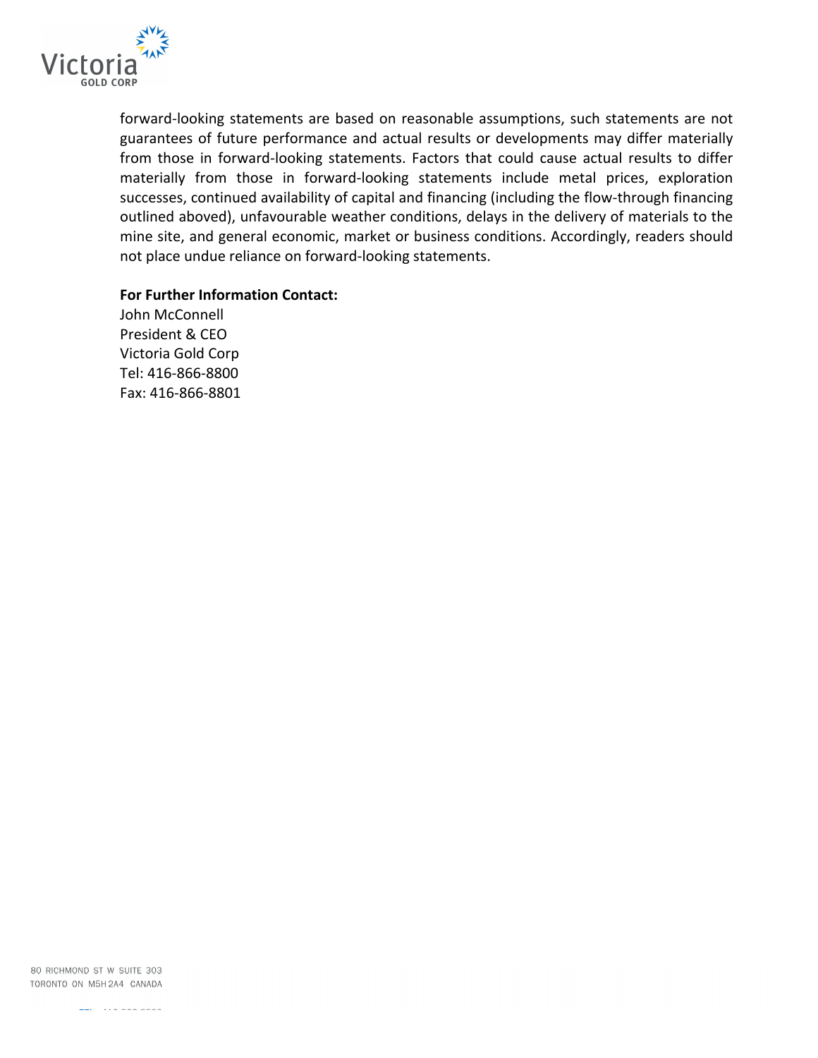forward-looking statements are based on reasonable assumptions, such statements are not guarantees of future performance and actual results or developments may differ materially from those in forward-looking statements. Factors that could cause actual results to differ materially from those in forward-looking statements include metal prices, exploration successes, continued availability of capital and financing (including the flow-through financing outlined aboved), unfavourable weather conditions, delays in the delivery of materials to the mine site, and general economic, market or business conditions. Accordingly, readers should not place undue reliance on forward-looking statements.

**For Further Information Contact:**
John McConnell
President & CEO
Victoria Gold Corp
Tel: 416-866-8800
Fax: 416-866-8801